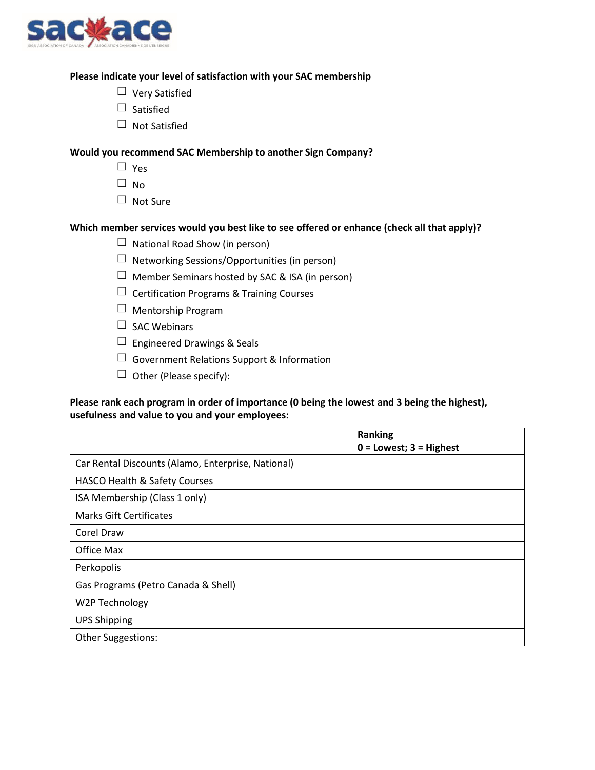**Please indicate your level of satisfaction with your SAC membership**

- ☐ Very Satisfied
- ☐ Satisfied
- ☐ Not Satisfied

**Would you recommend SAC Membership to another Sign Company?**

- ☐ Yes
- ☐ No
- ☐ Not Sure

**Which member services would you best like to see offered or enhance (check all that apply)?**

- ☐ National Road Show (in person)
- ☐ Networking Sessions/Opportunities (in person)
- ☐ Member Seminars hosted by SAC & ISA (in person)
- ☐ Certification Programs & Training Courses
- ☐ Mentorship Program
- ☐ SAC Webinars
- ☐ Engineered Drawings & Seals
- ☐ Government Relations Support & Information
- ☐ Other (Please specify):

**Please rank each program in order of importance (0 being the lowest and 3 being the highest), usefulness and value to you and your employees:**

| | **Ranking 0 = Lowest; 3 = Highest** |
|---|---|
| Car Rental Discounts (Alamo, Enterprise, National) | |
| HASCO Health & Safety Courses | |
| ISA Membership (Class 1 only) | |
| Marks Gift Certificates | |
| Corel Draw | |
| Office Max | |
| Perkopolis | |
| Gas Programs (Petro Canada & Shell) | |
| W2P Technology | |
| UPS Shipping | |
| Other Suggestions: | |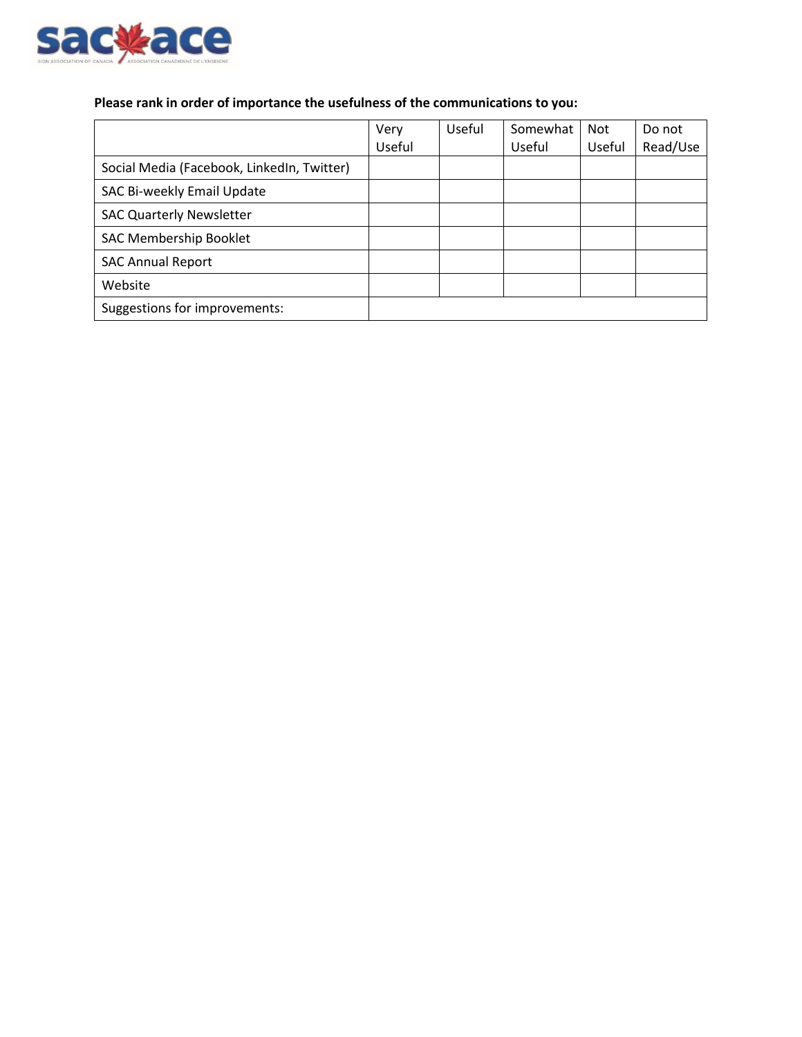**Please rank in order of importance the usefulness of the communications to you:**

| | Very Useful | Useful | Somewhat Useful | Not Useful | Do not Read/Use |
|---|---|---|---|---|---|
| Social Media (Facebook, LinkedIn, Twitter) | | | | | |
| SAC Bi-weekly Email Update | | | | | |
| SAC Quarterly Newsletter | | | | | |
| SAC Membership Booklet | | | | | |
| SAC Annual Report | | | | | |
| Website | | | | | |
| Suggestions for improvements: | | | | | |